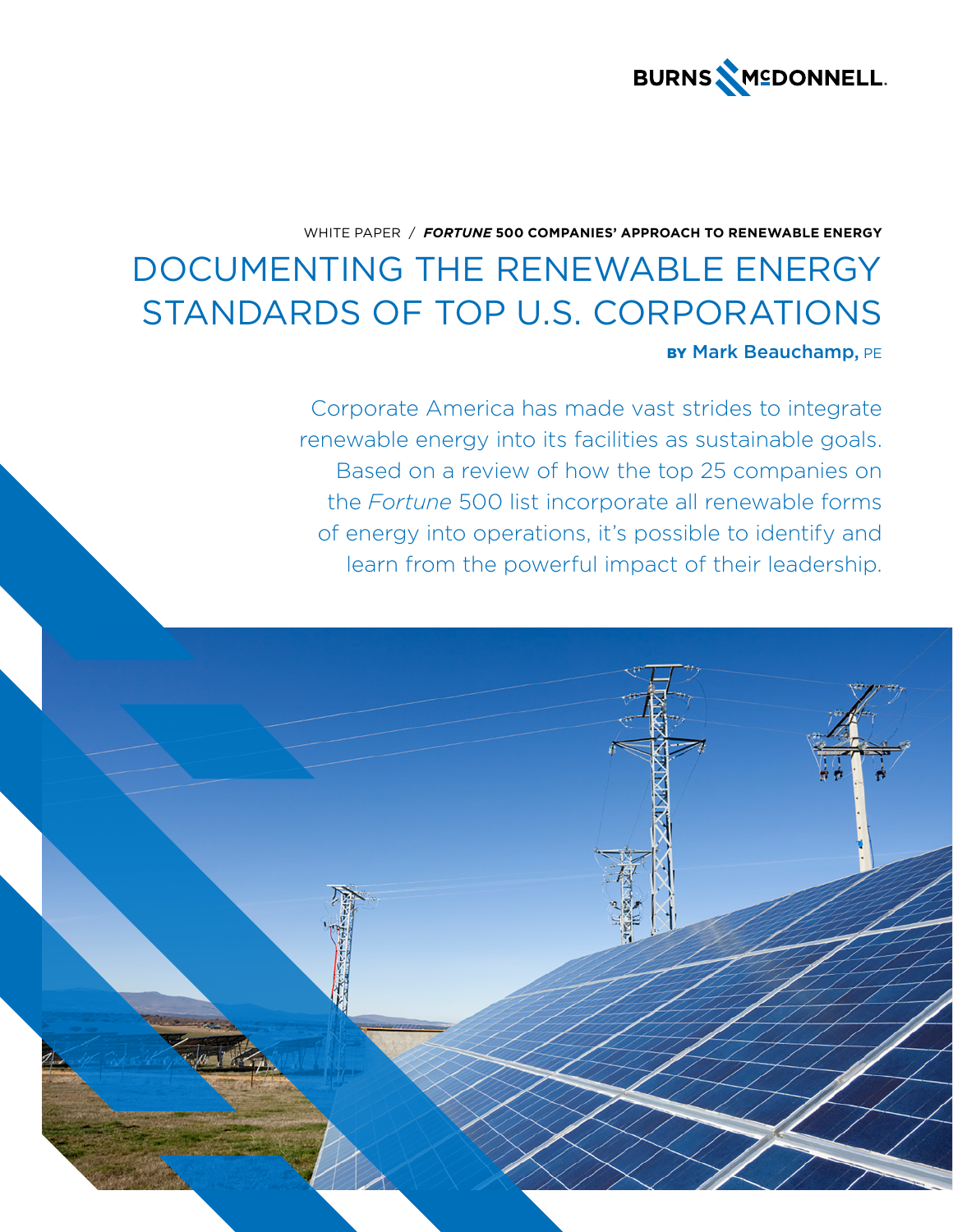BURNS McDONNELL

WHITE PAPER / ***FORTUNE* 500 COMPANIES' APPROACH TO RENEWABLE ENERGY**

# DOCUMENTING THE RENEWABLE ENERGY STANDARDS OF TOP U.S. CORPORATIONS

**BY Mark Beauchamp,** PE

Corporate America has made vast strides to integrate renewable energy into its facilities as sustainable goals. Based on a review of how the top 25 companies on the *Fortune* 500 list incorporate all renewable forms of energy into operations, it's possible to identify and learn from the powerful impact of their leadership.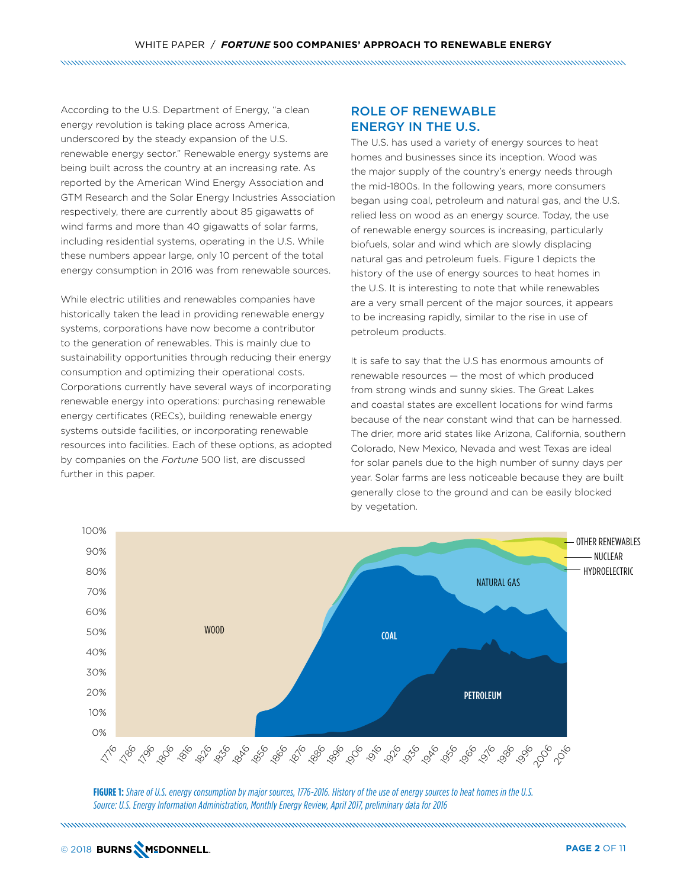According to the U.S. Department of Energy, "a clean energy revolution is taking place across America, underscored by the steady expansion of the U.S. renewable energy sector." Renewable energy systems are being built across the country at an increasing rate. As reported by the American Wind Energy Association and GTM Research and the Solar Energy Industries Association respectively, there are currently about 85 gigawatts of wind farms and more than 40 gigawatts of solar farms, including residential systems, operating in the U.S. While these numbers appear large, only 10 percent of the total energy consumption in 2016 was from renewable sources.

While electric utilities and renewables companies have historically taken the lead in providing renewable energy systems, corporations have now become a contributor to the generation of renewables. This is mainly due to sustainability opportunities through reducing their energy consumption and optimizing their operational costs. Corporations currently have several ways of incorporating renewable energy into operations: purchasing renewable energy certificates (RECs), building renewable energy systems outside facilities, or incorporating renewable resources into facilities. Each of these options, as adopted by companies on the *Fortune* 500 list, are discussed further in this paper.

## ROLE OF RENEWABLE ENERGY IN THE U.S.

The U.S. has used a variety of energy sources to heat homes and businesses since its inception. Wood was the major supply of the country's energy needs through the mid-1800s. In the following years, more consumers began using coal, petroleum and natural gas, and the U.S. relied less on wood as an energy source. Today, the use of renewable energy sources is increasing, particularly biofuels, solar and wind which are slowly displacing natural gas and petroleum fuels. Figure 1 depicts the history of the use of energy sources to heat homes in the U.S. It is interesting to note that while renewables are a very small percent of the major sources, it appears to be increasing rapidly, similar to the rise in use of petroleum products.

It is safe to say that the U.S has enormous amounts of renewable resources — the most of which produced from strong winds and sunny skies. The Great Lakes and coastal states are excellent locations for wind farms because of the near constant wind that can be harnessed. The drier, more arid states like Arizona, California, southern Colorado, New Mexico, Nevada and west Texas are ideal for solar panels due to the high number of sunny days per year. Solar farms are less noticeable because they are built generally close to the ground and can be easily blocked by vegetation.

**FIGURE 1:** *Share of U.S. energy consumption by major sources, 1776-2016. History of the use of energy sources to heat homes in the U.S. Source: U.S. Energy Information Administration, Monthly Energy Review, April 2017, preliminary data for 2016*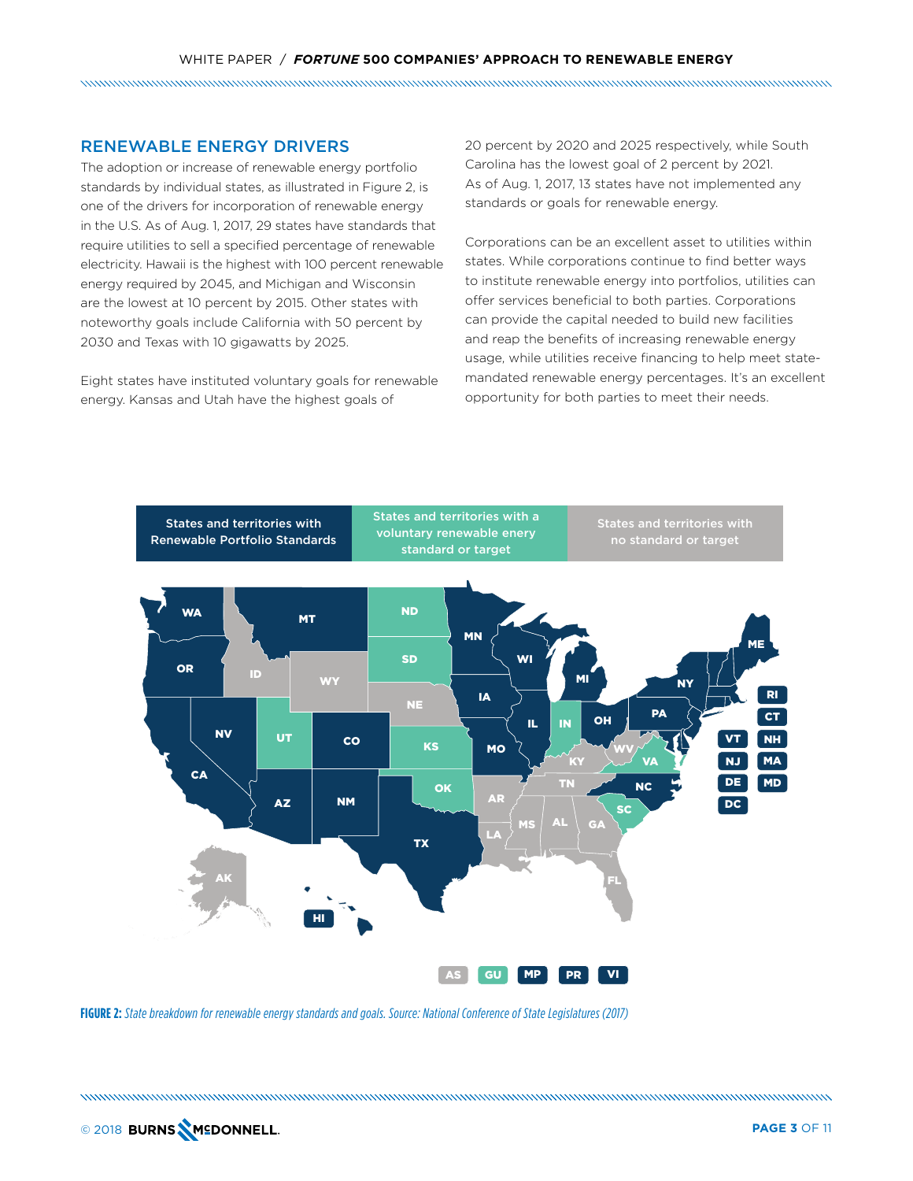## RENEWABLE ENERGY DRIVERS

The adoption or increase of renewable energy portfolio standards by individual states, as illustrated in Figure 2, is one of the drivers for incorporation of renewable energy in the U.S. As of Aug. 1, 2017, 29 states have standards that require utilities to sell a specified percentage of renewable electricity. Hawaii is the highest with 100 percent renewable energy required by 2045, and Michigan and Wisconsin are the lowest at 10 percent by 2015. Other states with noteworthy goals include California with 50 percent by 2030 and Texas with 10 gigawatts by 2025.

Eight states have instituted voluntary goals for renewable energy. Kansas and Utah have the highest goals of 20 percent by 2020 and 2025 respectively, while South Carolina has the lowest goal of 2 percent by 2021. As of Aug. 1, 2017, 13 states have not implemented any standards or goals for renewable energy.

Corporations can be an excellent asset to utilities within states. While corporations continue to find better ways to institute renewable energy into portfolios, utilities can offer services beneficial to both parties. Corporations can provide the capital needed to build new facilities and reap the benefits of increasing renewable energy usage, while utilities receive financing to help meet state-mandated renewable energy percentages. It's an excellent opportunity for both parties to meet their needs.

**FIGURE 2:** *State breakdown for renewable energy standards and goals. Source: National Conference of State Legislatures (2017)*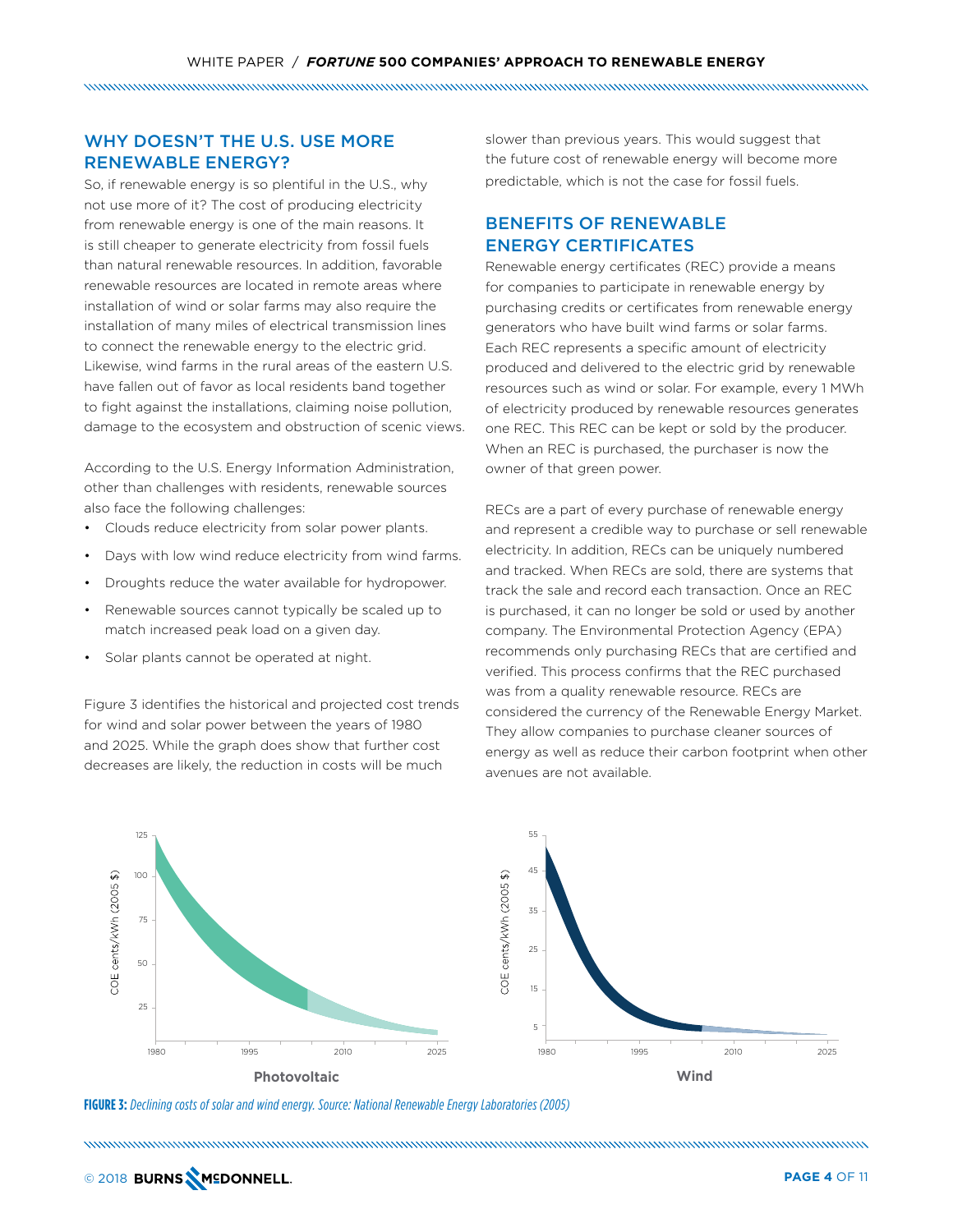## WHY DOESN'T THE U.S. USE MORE RENEWABLE ENERGY?

So, if renewable energy is so plentiful in the U.S., why not use more of it? The cost of producing electricity from renewable energy is one of the main reasons. It is still cheaper to generate electricity from fossil fuels than natural renewable resources. In addition, favorable renewable resources are located in remote areas where installation of wind or solar farms may also require the installation of many miles of electrical transmission lines to connect the renewable energy to the electric grid. Likewise, wind farms in the rural areas of the eastern U.S. have fallen out of favor as local residents band together to fight against the installations, claiming noise pollution, damage to the ecosystem and obstruction of scenic views.

According to the U.S. Energy Information Administration, other than challenges with residents, renewable sources also face the following challenges:

- Clouds reduce electricity from solar power plants.
- Days with low wind reduce electricity from wind farms.
- Droughts reduce the water available for hydropower.
- Renewable sources cannot typically be scaled up to match increased peak load on a given day.
- Solar plants cannot be operated at night.

Figure 3 identifies the historical and projected cost trends for wind and solar power between the years of 1980 and 2025. While the graph does show that further cost decreases are likely, the reduction in costs will be much slower than previous years. This would suggest that the future cost of renewable energy will become more predictable, which is not the case for fossil fuels.

## BENEFITS OF RENEWABLE ENERGY CERTIFICATES

Renewable energy certificates (REC) provide a means for companies to participate in renewable energy by purchasing credits or certificates from renewable energy generators who have built wind farms or solar farms. Each REC represents a specific amount of electricity produced and delivered to the electric grid by renewable resources such as wind or solar. For example, every 1 MWh of electricity produced by renewable resources generates one REC. This REC can be kept or sold by the producer. When an REC is purchased, the purchaser is now the owner of that green power.

RECs are a part of every purchase of renewable energy and represent a credible way to purchase or sell renewable electricity. In addition, RECs can be uniquely numbered and tracked. When RECs are sold, there are systems that track the sale and record each transaction. Once an REC is purchased, it can no longer be sold or used by another company. The Environmental Protection Agency (EPA) recommends only purchasing RECs that are certified and verified. This process confirms that the REC purchased was from a quality renewable resource. RECs are considered the currency of the Renewable Energy Market. They allow companies to purchase cleaner sources of energy as well as reduce their carbon footprint when other avenues are not available.

**FIGURE 3:** *Declining costs of solar and wind energy. Source: National Renewable Energy Laboratories (2005)*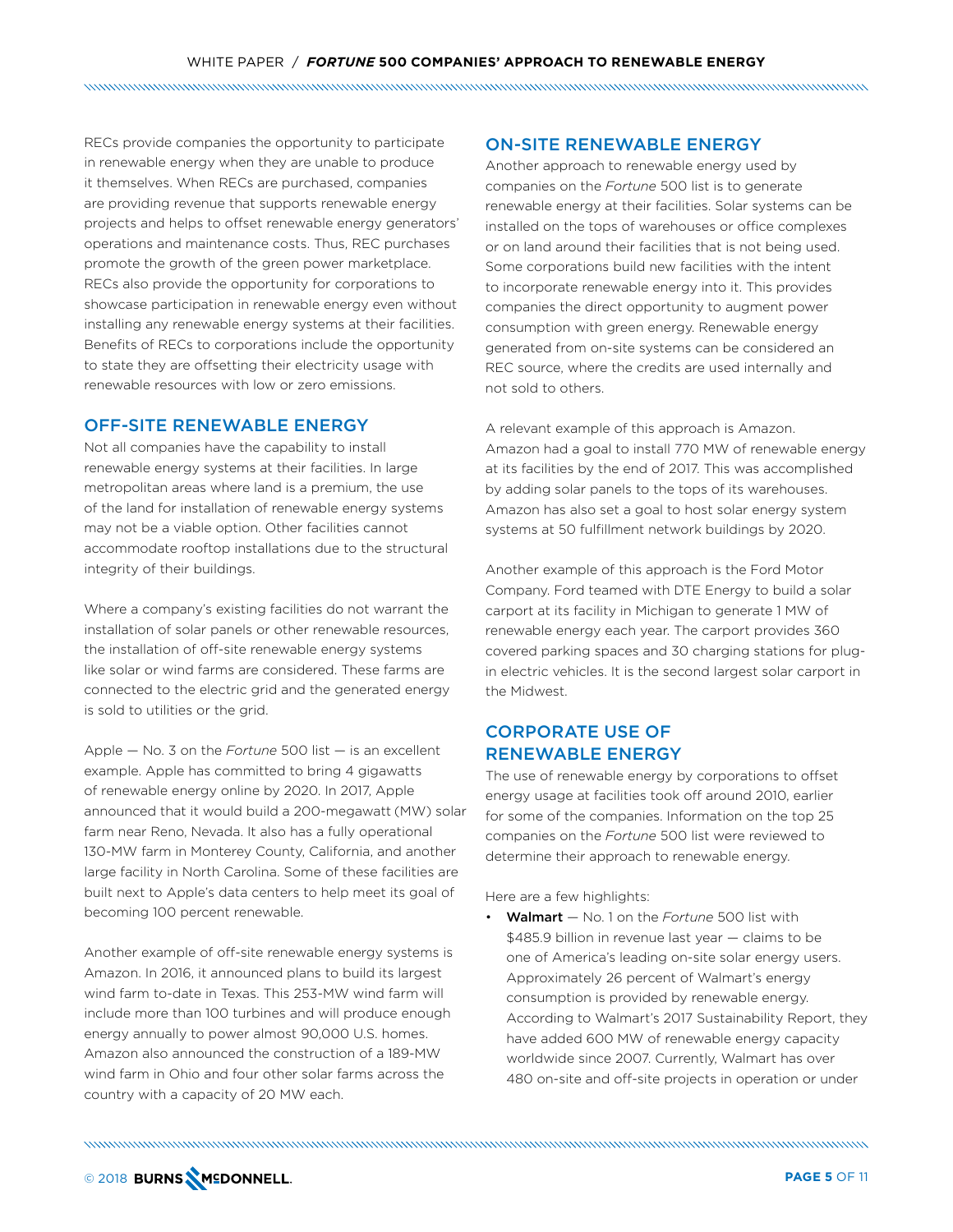RECs provide companies the opportunity to participate in renewable energy when they are unable to produce it themselves. When RECs are purchased, companies are providing revenue that supports renewable energy projects and helps to offset renewable energy generators' operations and maintenance costs. Thus, REC purchases promote the growth of the green power marketplace. RECs also provide the opportunity for corporations to showcase participation in renewable energy even without installing any renewable energy systems at their facilities. Benefits of RECs to corporations include the opportunity to state they are offsetting their electricity usage with renewable resources with low or zero emissions.

## OFF-SITE RENEWABLE ENERGY

Not all companies have the capability to install renewable energy systems at their facilities. In large metropolitan areas where land is a premium, the use of the land for installation of renewable energy systems may not be a viable option. Other facilities cannot accommodate rooftop installations due to the structural integrity of their buildings.

Where a company's existing facilities do not warrant the installation of solar panels or other renewable resources, the installation of off-site renewable energy systems like solar or wind farms are considered. These farms are connected to the electric grid and the generated energy is sold to utilities or the grid.

Apple — No. 3 on the *Fortune* 500 list — is an excellent example. Apple has committed to bring 4 gigawatts of renewable energy online by 2020. In 2017, Apple announced that it would build a 200-megawatt (MW) solar farm near Reno, Nevada. It also has a fully operational 130-MW farm in Monterey County, California, and another large facility in North Carolina. Some of these facilities are built next to Apple's data centers to help meet its goal of becoming 100 percent renewable.

Another example of off-site renewable energy systems is Amazon. In 2016, it announced plans to build its largest wind farm to-date in Texas. This 253-MW wind farm will include more than 100 turbines and will produce enough energy annually to power almost 90,000 U.S. homes. Amazon also announced the construction of a 189-MW wind farm in Ohio and four other solar farms across the country with a capacity of 20 MW each.

## ON-SITE RENEWABLE ENERGY

Another approach to renewable energy used by companies on the *Fortune* 500 list is to generate renewable energy at their facilities. Solar systems can be installed on the tops of warehouses or office complexes or on land around their facilities that is not being used. Some corporations build new facilities with the intent to incorporate renewable energy into it. This provides companies the direct opportunity to augment power consumption with green energy. Renewable energy generated from on-site systems can be considered an REC source, where the credits are used internally and not sold to others.

A relevant example of this approach is Amazon. Amazon had a goal to install 770 MW of renewable energy at its facilities by the end of 2017. This was accomplished by adding solar panels to the tops of its warehouses. Amazon has also set a goal to host solar energy system systems at 50 fulfillment network buildings by 2020.

Another example of this approach is the Ford Motor Company. Ford teamed with DTE Energy to build a solar carport at its facility in Michigan to generate 1 MW of renewable energy each year. The carport provides 360 covered parking spaces and 30 charging stations for plug-in electric vehicles. It is the second largest solar carport in the Midwest.

## CORPORATE USE OF RENEWABLE ENERGY

The use of renewable energy by corporations to offset energy usage at facilities took off around 2010, earlier for some of the companies. Information on the top 25 companies on the *Fortune* 500 list were reviewed to determine their approach to renewable energy.

Here are a few highlights:

- **Walmart** — No. 1 on the *Fortune* 500 list with $485.9 billion in revenue last year — claims to be one of America's leading on-site solar energy users. Approximately 26 percent of Walmart's energy consumption is provided by renewable energy. According to Walmart's 2017 Sustainability Report, they have added 600 MW of renewable energy capacity worldwide since 2007. Currently, Walmart has over 480 on-site and off-site projects in operation or under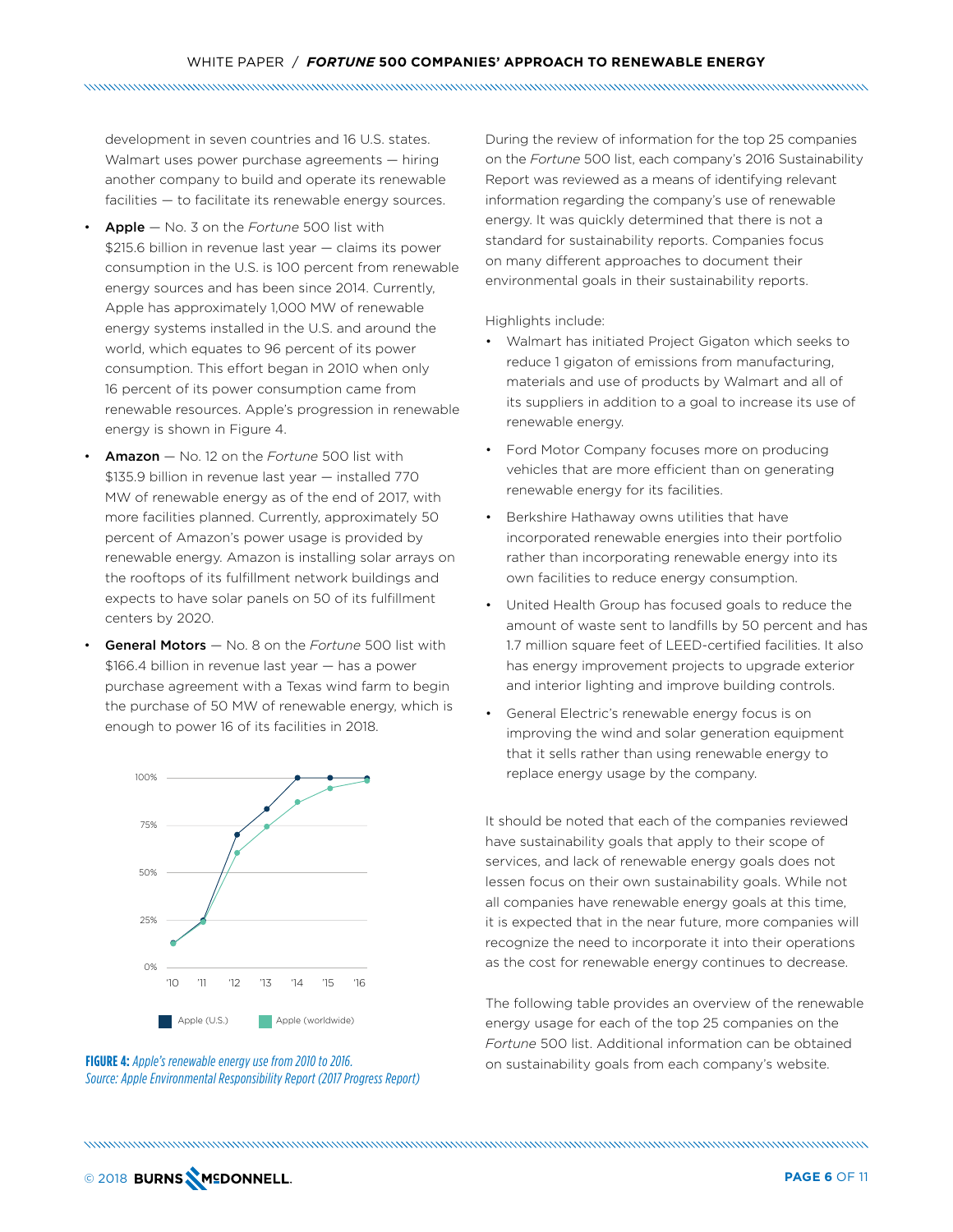development in seven countries and 16 U.S. states. Walmart uses power purchase agreements — hiring another company to build and operate its renewable facilities — to facilitate its renewable energy sources.

- **Apple** — No. 3 on the *Fortune* 500 list with $215.6 billion in revenue last year — claims its power consumption in the U.S. is 100 percent from renewable energy sources and has been since 2014. Currently, Apple has approximately 1,000 MW of renewable energy systems installed in the U.S. and around the world, which equates to 96 percent of its power consumption. This effort began in 2010 when only 16 percent of its power consumption came from renewable resources. Apple's progression in renewable energy is shown in Figure 4.
- **Amazon** — No. 12 on the *Fortune* 500 list with $135.9 billion in revenue last year — installed 770 MW of renewable energy as of the end of 2017, with more facilities planned. Currently, approximately 50 percent of Amazon's power usage is provided by renewable energy. Amazon is installing solar arrays on the rooftops of its fulfillment network buildings and expects to have solar panels on 50 of its fulfillment centers by 2020.
- **General Motors** — No. 8 on the *Fortune* 500 list with $166.4 billion in revenue last year — has a power purchase agreement with a Texas wind farm to begin the purchase of 50 MW of renewable energy, which is enough to power 16 of its facilities in 2018.

**FIGURE 4:** *Apple's renewable energy use from 2010 to 2016. Source: Apple Environmental Responsibility Report (2017 Progress Report)*

During the review of information for the top 25 companies on the *Fortune* 500 list, each company's 2016 Sustainability Report was reviewed as a means of identifying relevant information regarding the company's use of renewable energy. It was quickly determined that there is not a standard for sustainability reports. Companies focus on many different approaches to document their environmental goals in their sustainability reports.

Highlights include:

- Walmart has initiated Project Gigaton which seeks to reduce 1 gigaton of emissions from manufacturing, materials and use of products by Walmart and all of its suppliers in addition to a goal to increase its use of renewable energy.
- Ford Motor Company focuses more on producing vehicles that are more efficient than on generating renewable energy for its facilities.
- Berkshire Hathaway owns utilities that have incorporated renewable energies into their portfolio rather than incorporating renewable energy into its own facilities to reduce energy consumption.
- United Health Group has focused goals to reduce the amount of waste sent to landfills by 50 percent and has 1.7 million square feet of LEED-certified facilities. It also has energy improvement projects to upgrade exterior and interior lighting and improve building controls.
- General Electric's renewable energy focus is on improving the wind and solar generation equipment that it sells rather than using renewable energy to replace energy usage by the company.

It should be noted that each of the companies reviewed have sustainability goals that apply to their scope of services, and lack of renewable energy goals does not lessen focus on their own sustainability goals. While not all companies have renewable energy goals at this time, it is expected that in the near future, more companies will recognize the need to incorporate it into their operations as the cost for renewable energy continues to decrease.

The following table provides an overview of the renewable energy usage for each of the top 25 companies on the *Fortune* 500 list. Additional information can be obtained on sustainability goals from each company's website.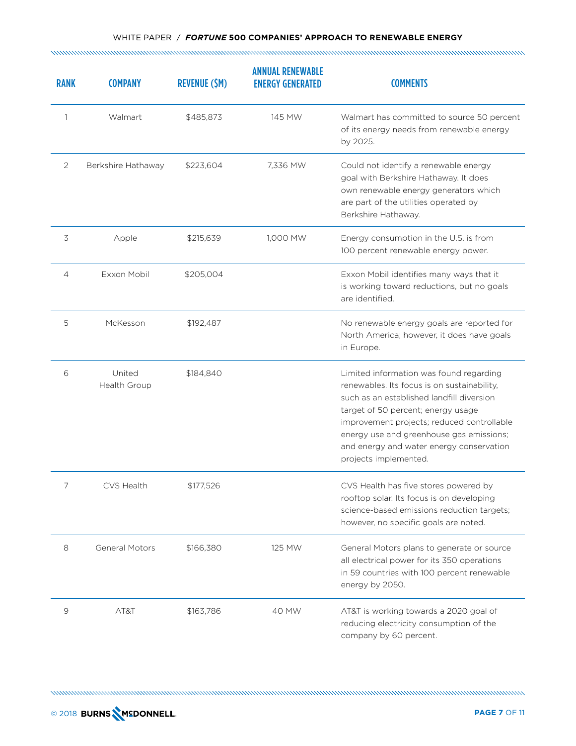| RANK | COMPANY | REVENUE ($M) | ANNUAL RENEWABLE ENERGY GENERATED | COMMENTS |
|---|---|---|---|---|
| 1 | Walmart | $485,873 | 145 MW | Walmart has committed to source 50 percent of its energy needs from renewable energy by 2025. |
| 2 | Berkshire Hathaway | $223,604 | 7,336 MW | Could not identify a renewable energy goal with Berkshire Hathaway. It does own renewable energy generators which are part of the utilities operated by Berkshire Hathaway. |
| 3 | Apple | $215,639 | 1,000 MW | Energy consumption in the U.S. is from 100 percent renewable energy power. |
| 4 | Exxon Mobil | $205,004 | | Exxon Mobil identifies many ways that it is working toward reductions, but no goals are identified. |
| 5 | McKesson | $192,487 | | No renewable energy goals are reported for North America; however, it does have goals in Europe. |
| 6 | United Health Group | $184,840 | | Limited information was found regarding renewables. Its focus is on sustainability, such as an established landfill diversion target of 50 percent; energy usage improvement projects; reduced controllable energy use and greenhouse gas emissions; and energy and water energy conservation projects implemented. |
| 7 | CVS Health | $177,526 | | CVS Health has five stores powered by rooftop solar. Its focus is on developing science-based emissions reduction targets; however, no specific goals are noted. |
| 8 | General Motors | $166,380 | 125 MW | General Motors plans to generate or source all electrical power for its 350 operations in 59 countries with 100 percent renewable energy by 2050. |
| 9 | AT&T | $163,786 | 40 MW | AT&T is working towards a 2020 goal of reducing electricity consumption of the company by 60 percent. |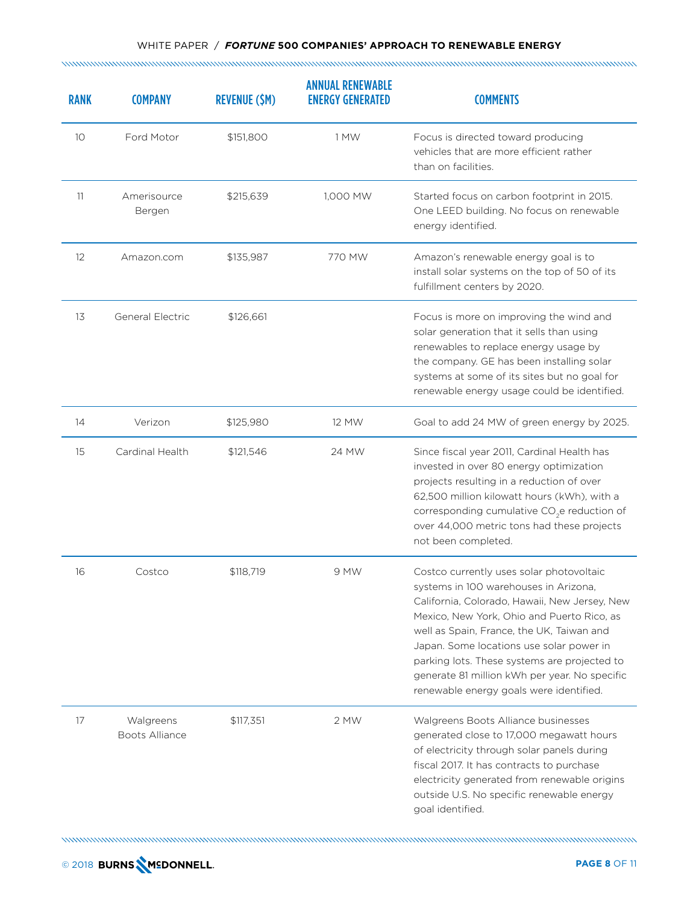| RANK | COMPANY | REVENUE ($M) | ANNUAL RENEWABLE ENERGY GENERATED | COMMENTS |
|---|---|---|---|---|
| 10 | Ford Motor | $151,800 | 1 MW | Focus is directed toward producing vehicles that are more efficient rather than on facilities. |
| 11 | Amerisource Bergen | $215,639 | 1,000 MW | Started focus on carbon footprint in 2015. One LEED building. No focus on renewable energy identified. |
| 12 | Amazon.com | $135,987 | 770 MW | Amazon's renewable energy goal is to install solar systems on the top of 50 of its fulfillment centers by 2020. |
| 13 | General Electric | $126,661 | | Focus is more on improving the wind and solar generation that it sells than using renewables to replace energy usage by the company. GE has been installing solar systems at some of its sites but no goal for renewable energy usage could be identified. |
| 14 | Verizon | $125,980 | 12 MW | Goal to add 24 MW of green energy by 2025. |
| 15 | Cardinal Health | $121,546 | 24 MW | Since fiscal year 2011, Cardinal Health has invested in over 80 energy optimization projects resulting in a reduction of over 62,500 million kilowatt hours (kWh), with a corresponding cumulative $CO_2e$ reduction of over 44,000 metric tons had these projects not been completed. |
| 16 | Costco | $118,719 | 9 MW | Costco currently uses solar photovoltaic systems in 100 warehouses in Arizona, California, Colorado, Hawaii, New Jersey, New Mexico, New York, Ohio and Puerto Rico, as well as Spain, France, the UK, Taiwan and Japan. Some locations use solar power in parking lots. These systems are projected to generate 81 million kWh per year. No specific renewable energy goals were identified. |
| 17 | Walgreens Boots Alliance | $117,351 | 2 MW | Walgreens Boots Alliance businesses generated close to 17,000 megawatt hours of electricity through solar panels during fiscal 2017. It has contracts to purchase electricity generated from renewable origins outside U.S. No specific renewable energy goal identified. |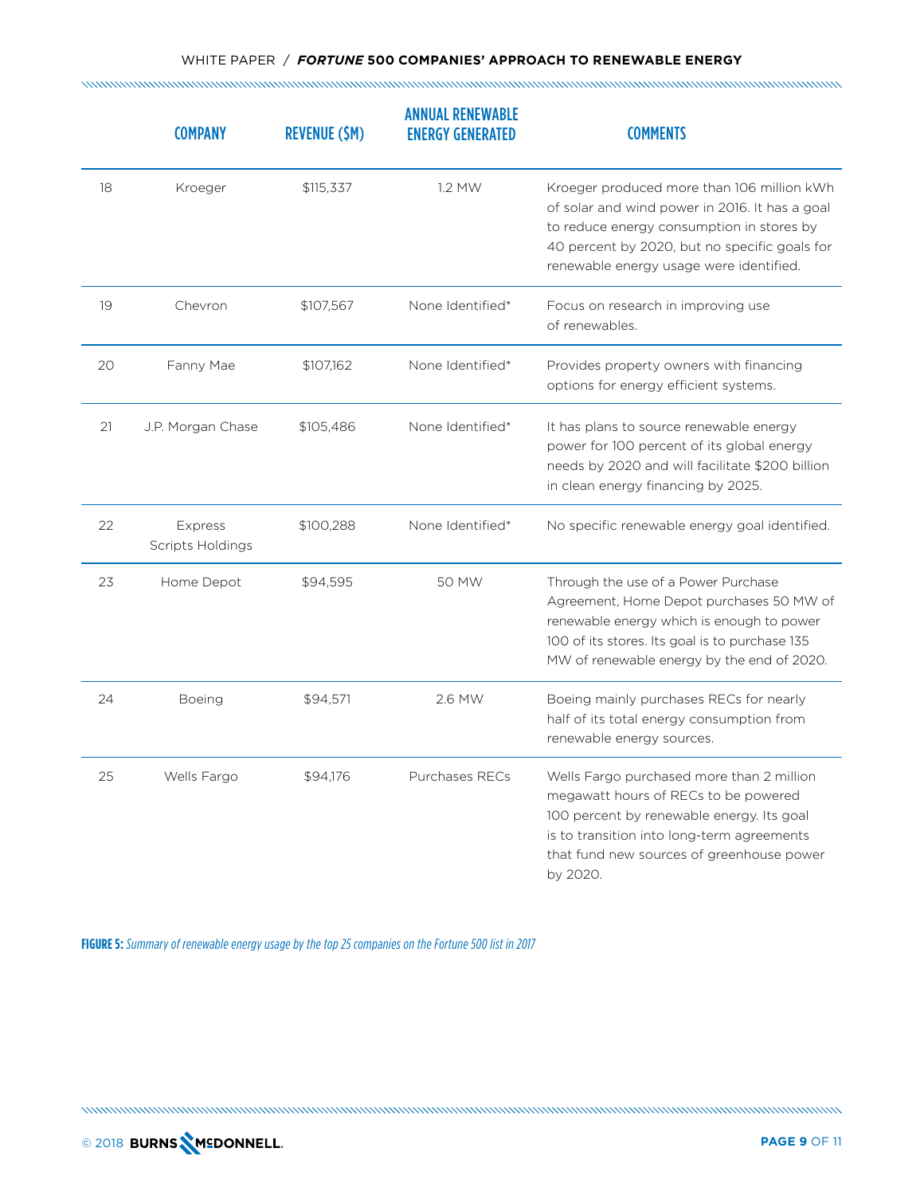|  | COMPANY | REVENUE ($M) | ANNUAL RENEWABLE ENERGY GENERATED | COMMENTS |
|---|---|---|---|---|
| 18 | Kroeger | $115,337 | 1.2 MW | Kroeger produced more than 106 million kWh of solar and wind power in 2016. It has a goal to reduce energy consumption in stores by 40 percent by 2020, but no specific goals for renewable energy usage were identified. |
| 19 | Chevron | $107,567 | None Identified* | Focus on research in improving use of renewables. |
| 20 | Fanny Mae | $107,162 | None Identified* | Provides property owners with financing options for energy efficient systems. |
| 21 | J.P. Morgan Chase | $105,486 | None Identified* | It has plans to source renewable energy power for 100 percent of its global energy needs by 2020 and will facilitate $200 billion in clean energy financing by 2025. |
| 22 | Express Scripts Holdings | $100,288 | None Identified* | No specific renewable energy goal identified. |
| 23 | Home Depot | $94,595 | 50 MW | Through the use of a Power Purchase Agreement, Home Depot purchases 50 MW of renewable energy which is enough to power 100 of its stores. Its goal is to purchase 135 MW of renewable energy by the end of 2020. |
| 24 | Boeing | $94,571 | 2.6 MW | Boeing mainly purchases RECs for nearly half of its total energy consumption from renewable energy sources. |
| 25 | Wells Fargo | $94,176 | Purchases RECs | Wells Fargo purchased more than 2 million megawatt hours of RECs to be powered 100 percent by renewable energy. Its goal is to transition into long-term agreements that fund new sources of greenhouse power by 2020. |

**FIGURE 5:** *Summary of renewable energy usage by the top 25 companies on the Fortune 500 list in 2017*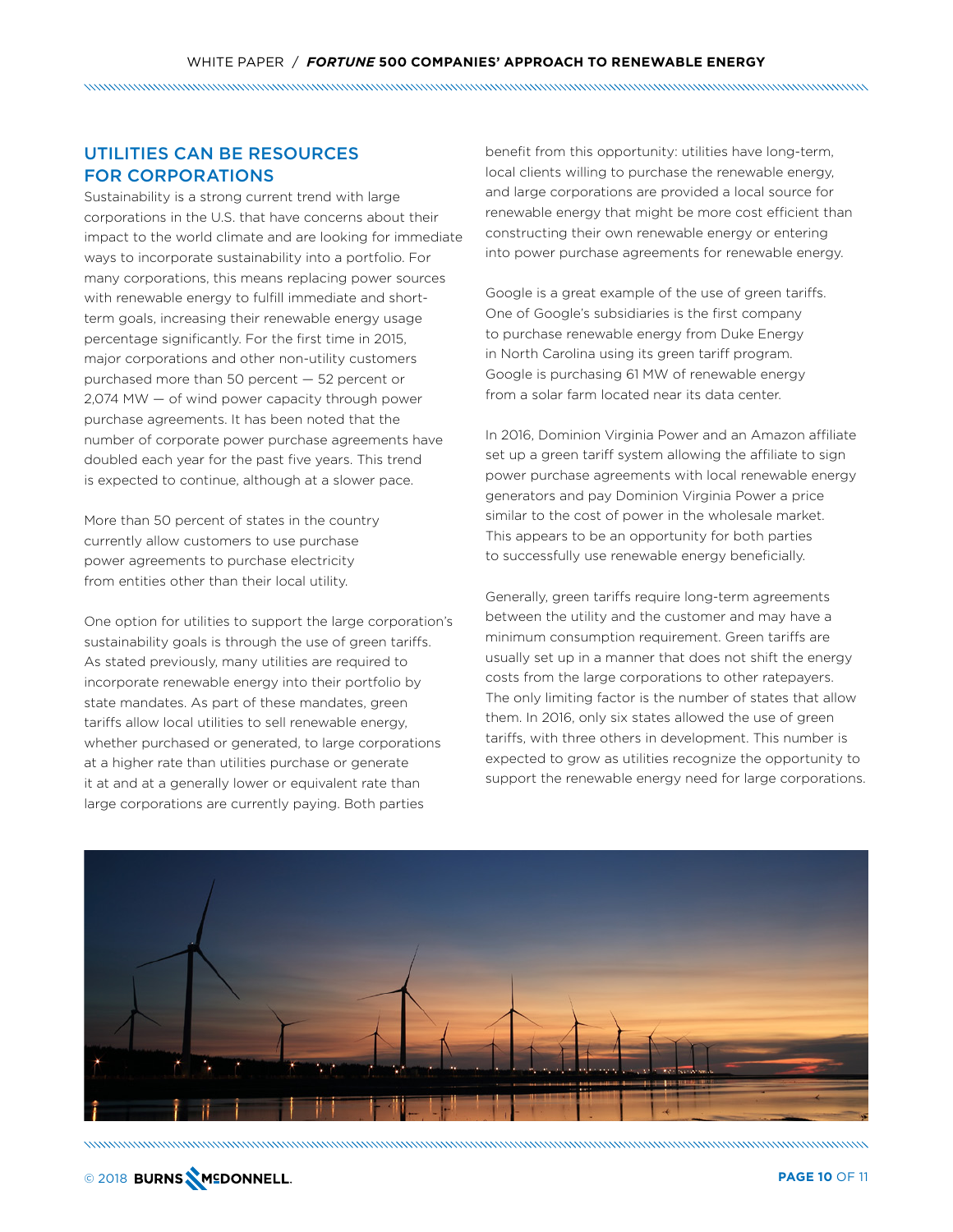## UTILITIES CAN BE RESOURCES FOR CORPORATIONS

Sustainability is a strong current trend with large corporations in the U.S. that have concerns about their impact to the world climate and are looking for immediate ways to incorporate sustainability into a portfolio. For many corporations, this means replacing power sources with renewable energy to fulfill immediate and short-term goals, increasing their renewable energy usage percentage significantly. For the first time in 2015, major corporations and other non-utility customers purchased more than 50 percent — 52 percent or 2,074 MW — of wind power capacity through power purchase agreements. It has been noted that the number of corporate power purchase agreements have doubled each year for the past five years. This trend is expected to continue, although at a slower pace.

More than 50 percent of states in the country currently allow customers to use purchase power agreements to purchase electricity from entities other than their local utility.

One option for utilities to support the large corporation's sustainability goals is through the use of green tariffs. As stated previously, many utilities are required to incorporate renewable energy into their portfolio by state mandates. As part of these mandates, green tariffs allow local utilities to sell renewable energy, whether purchased or generated, to large corporations at a higher rate than utilities purchase or generate it at and at a generally lower or equivalent rate than large corporations are currently paying. Both parties benefit from this opportunity: utilities have long-term, local clients willing to purchase the renewable energy, and large corporations are provided a local source for renewable energy that might be more cost efficient than constructing their own renewable energy or entering into power purchase agreements for renewable energy.

Google is a great example of the use of green tariffs. One of Google's subsidiaries is the first company to purchase renewable energy from Duke Energy in North Carolina using its green tariff program. Google is purchasing 61 MW of renewable energy from a solar farm located near its data center.

In 2016, Dominion Virginia Power and an Amazon affiliate set up a green tariff system allowing the affiliate to sign power purchase agreements with local renewable energy generators and pay Dominion Virginia Power a price similar to the cost of power in the wholesale market. This appears to be an opportunity for both parties to successfully use renewable energy beneficially.

Generally, green tariffs require long-term agreements between the utility and the customer and may have a minimum consumption requirement. Green tariffs are usually set up in a manner that does not shift the energy costs from the large corporations to other ratepayers. The only limiting factor is the number of states that allow them. In 2016, only six states allowed the use of green tariffs, with three others in development. This number is expected to grow as utilities recognize the opportunity to support the renewable energy need for large corporations.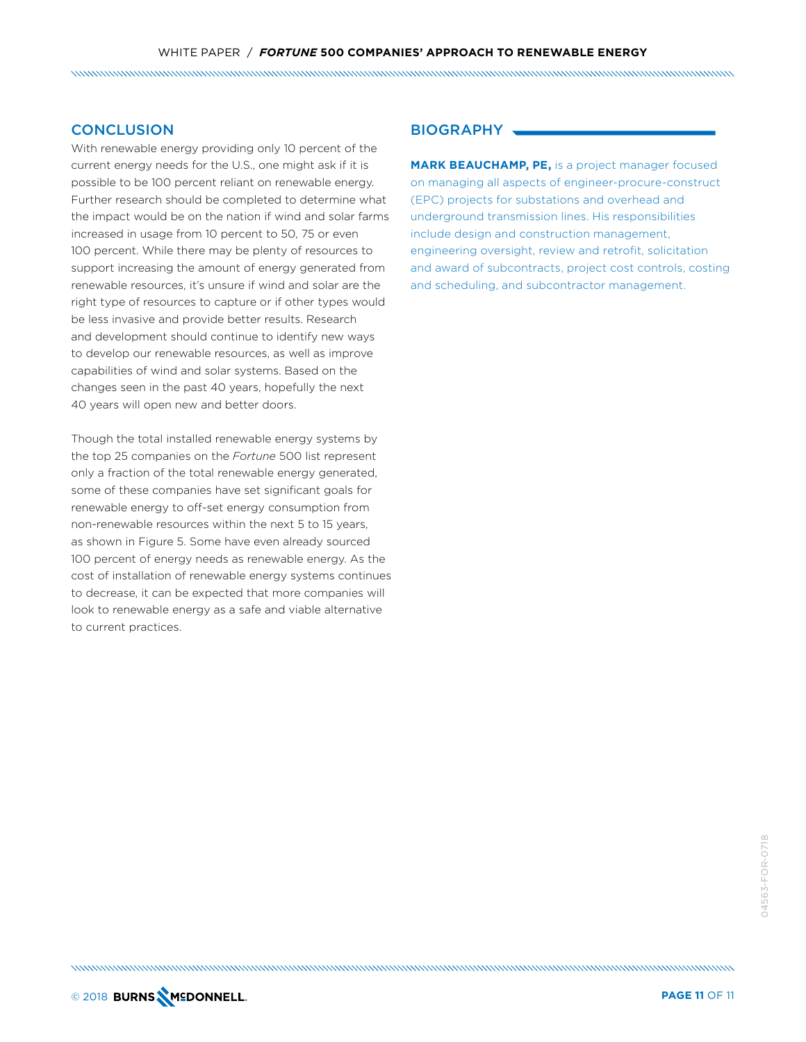## CONCLUSION

With renewable energy providing only 10 percent of the current energy needs for the U.S., one might ask if it is possible to be 100 percent reliant on renewable energy. Further research should be completed to determine what the impact would be on the nation if wind and solar farms increased in usage from 10 percent to 50, 75 or even 100 percent. While there may be plenty of resources to support increasing the amount of energy generated from renewable resources, it's unsure if wind and solar are the right type of resources to capture or if other types would be less invasive and provide better results. Research and development should continue to identify new ways to develop our renewable resources, as well as improve capabilities of wind and solar systems. Based on the changes seen in the past 40 years, hopefully the next 40 years will open new and better doors.

Though the total installed renewable energy systems by the top 25 companies on the *Fortune* 500 list represent only a fraction of the total renewable energy generated, some of these companies have set significant goals for renewable energy to off-set energy consumption from non-renewable resources within the next 5 to 15 years, as shown in Figure 5. Some have even already sourced 100 percent of energy needs as renewable energy. As the cost of installation of renewable energy systems continues to decrease, it can be expected that more companies will look to renewable energy as a safe and viable alternative to current practices.

## BIOGRAPHY

**MARK BEAUCHAMP, PE,** is a project manager focused on managing all aspects of engineer-procure-construct (EPC) projects for substations and overhead and underground transmission lines. His responsibilities include design and construction management, engineering oversight, review and retrofit, solicitation and award of subcontracts, project cost controls, costing and scheduling, and subcontractor management.

04563-FOR-0718

© 2018 BURNS & McDONNELL.